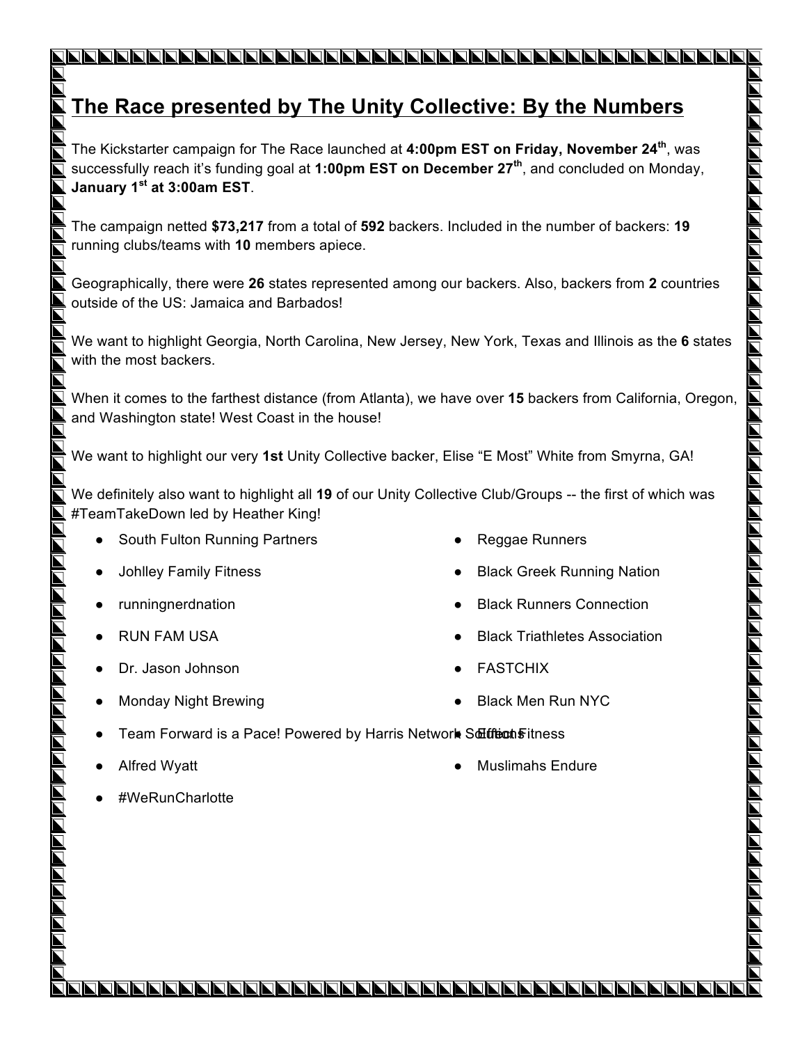## The Race presented by The Unity Collective: By the Numbers

The Kickstarter campaign for The Race launched at **4:00pm EST on Friday, November 24th**, was successfully reach it's funding goal at **1:00pm EST on December 27th**, and concluded on Monday, **January 1st at 3:00am EST**.

The campaign netted **$73,217** from a total of **592** backers. Included in the number of backers: **19** running clubs/teams with **10** members apiece.

Geographically, there were **26** states represented among our backers. Also, backers from **2** countries outside of the US: Jamaica and Barbados!

We want to highlight Georgia, North Carolina, New Jersey, New York, Texas and Illinois as the **6** states with the most backers.

When it comes to the farthest distance (from Atlanta), we have over **15** backers from California, Oregon, and Washington state! West Coast in the house!

We want to highlight our very **1st** Unity Collective backer, Elise "E Most" White from Smyrna, GA!

We definitely also want to highlight all **19** of our Unity Collective Club/Groups -- the first of which was #TeamTakeDown led by Heather King!

- South Fulton Running Partners
- Johlley Family Fitness
- runningnerdnation
- RUN FAM USA
- Dr. Jason Johnson
- Monday Night Brewing
- Team Forward is a Pace! Powered by Harris Network Solutions
- Alfred Wyatt
- #WeRunCharlotte
- Reggae Runners
- Black Greek Running Nation
- Black Runners Connection
- Black Triathletes Association
- FASTCHIX
- Black Men Run NYC
- Effect Fitness
- Muslimahs Endure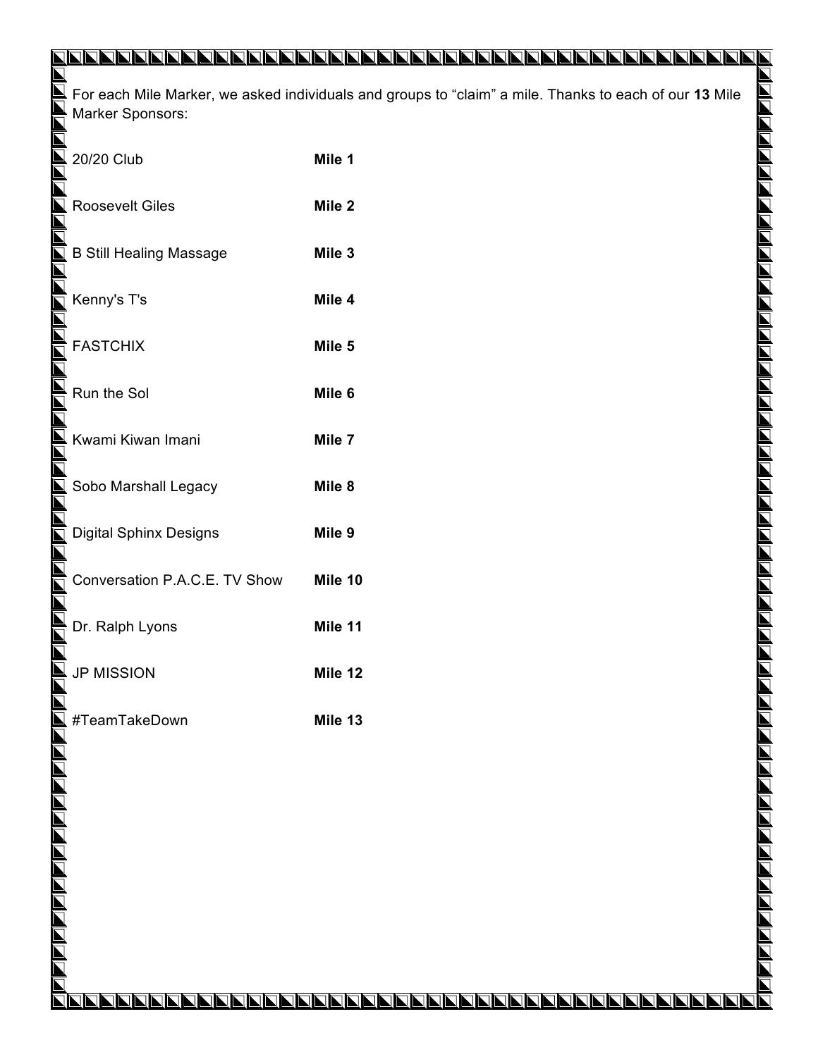For each Mile Marker, we asked individuals and groups to “claim” a mile. Thanks to each of our **13** Mile Marker Sponsors:

| | |
|---|---|
| 20/20 Club | **Mile 1** |
| Roosevelt Giles | **Mile 2** |
| B Still Healing Massage | **Mile 3** |
| Kenny's T's | **Mile 4** |
| FASTCHIX | **Mile 5** |
| Run the Sol | **Mile 6** |
| Kwami Kiwan Imani | **Mile 7** |
| Sobo Marshall Legacy | **Mile 8** |
| Digital Sphinx Designs | **Mile 9** |
| Conversation P.A.C.E. TV Show | **Mile 10** |
| Dr. Ralph Lyons | **Mile 11** |
| JP MISSION | **Mile 12** |
| #TeamTakeDown | **Mile 13** |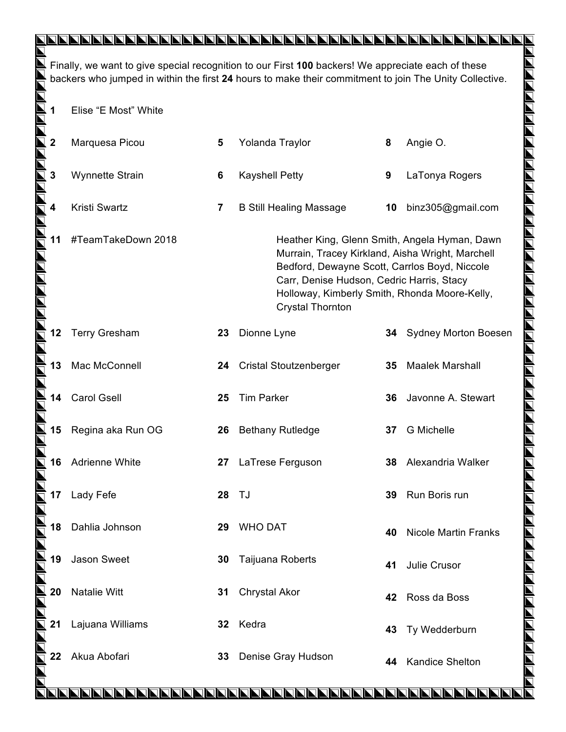Finally, we want to give special recognition to our First **100** backers! We appreciate each of these backers who jumped in within the first **24** hours to make their commitment to join The Unity Collective.

**1** Elise “E Most” White

**2** Marquesa Picou

**3** Wynnette Strain

**4** Kristi Swartz

**5** Yolanda Traylor

**6** Kayshell Petty

**7** B Still Healing Massage

**8** Angie O.

**9** LaTonya Rogers

**10** binz305@gmail.com

**11** #TeamTakeDown 2018 — Heather King, Glenn Smith, Angela Hyman, Dawn Murrain, Tracey Kirkland, Aisha Wright, Marchell Bedford, Dewayne Scott, Carrlos Boyd, Niccole Carr, Denise Hudson, Cedric Harris, Stacy Holloway, Kimberly Smith, Rhonda Moore-Kelly, Crystal Thornton

**12** Terry Gresham

**13** Mac McConnell

**14** Carol Gsell

**15** Regina aka Run OG

**16** Adrienne White

**17** Lady Fefe

**18** Dahlia Johnson

**19** Jason Sweet

**20** Natalie Witt

**21** Lajuana Williams

**22** Akua Abofari

**23** Dionne Lyne

**24** Cristal Stoutzenberger

**25** Tim Parker

**26** Bethany Rutledge

**27** LaTrese Ferguson

**28** TJ

**29** WHO DAT

**30** Taijuana Roberts

**31** Chrystal Akor

**32** Kedra

**33** Denise Gray Hudson

**34** Sydney Morton Boesen

**35** Maalek Marshall

**36** Javonne A. Stewart

**37** G Michelle

**38** Alexandria Walker

**39** Run Boris run

**40** Nicole Martin Franks

**41** Julie Crusor

**42** Ross da Boss

**43** Ty Wedderburn

**44** Kandice Shelton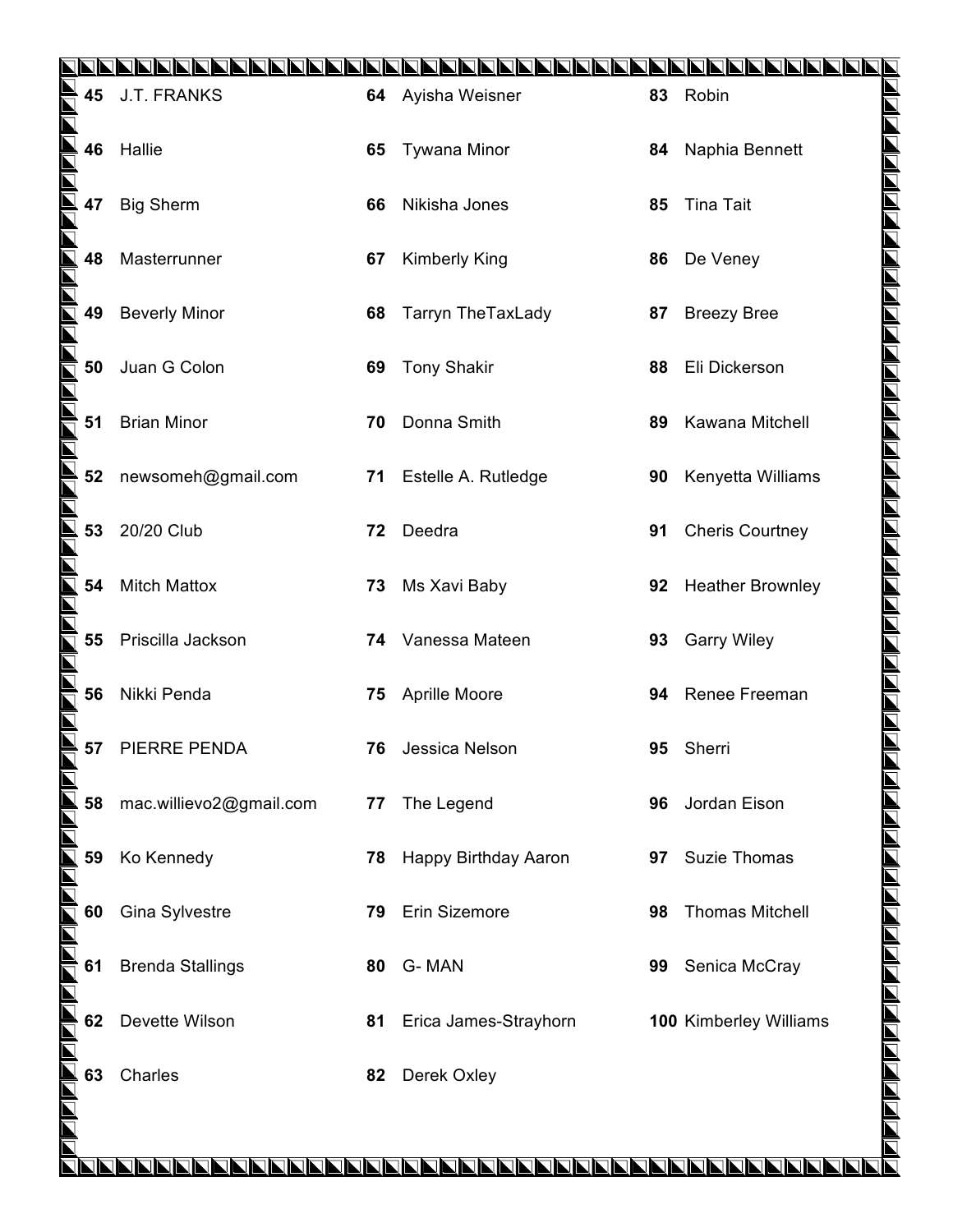45 J.T. FRANKS

46 Hallie

47 Big Sherm

48 Masterrunner

49 Beverly Minor

50 Juan G Colon

51 Brian Minor

52 newsomeh@gmail.com

53 20/20 Club

54 Mitch Mattox

55 Priscilla Jackson

56 Nikki Penda

57 PIERRE PENDA

58 mac.willievo2@gmail.com

59 Ko Kennedy

60 Gina Sylvestre

61 Brenda Stallings

62 Devette Wilson

63 Charles

64 Ayisha Weisner

65 Tywana Minor

66 Nikisha Jones

67 Kimberly King

68 Tarryn TheTaxLady

69 Tony Shakir

70 Donna Smith

71 Estelle A. Rutledge

72 Deedra

73 Ms Xavi Baby

74 Vanessa Mateen

75 Aprille Moore

76 Jessica Nelson

77 The Legend

78 Happy Birthday Aaron

79 Erin Sizemore

80 G- MAN

81 Erica James-Strayhorn

82 Derek Oxley

83 Robin

84 Naphia Bennett

85 Tina Tait

86 De Veney

87 Breezy Bree

88 Eli Dickerson

89 Kawana Mitchell

90 Kenyetta Williams

91 Cheris Courtney

92 Heather Brownley

93 Garry Wiley

94 Renee Freeman

95 Sherri

96 Jordan Eison

97 Suzie Thomas

98 Thomas Mitchell

99 Senica McCray

100 Kimberley Williams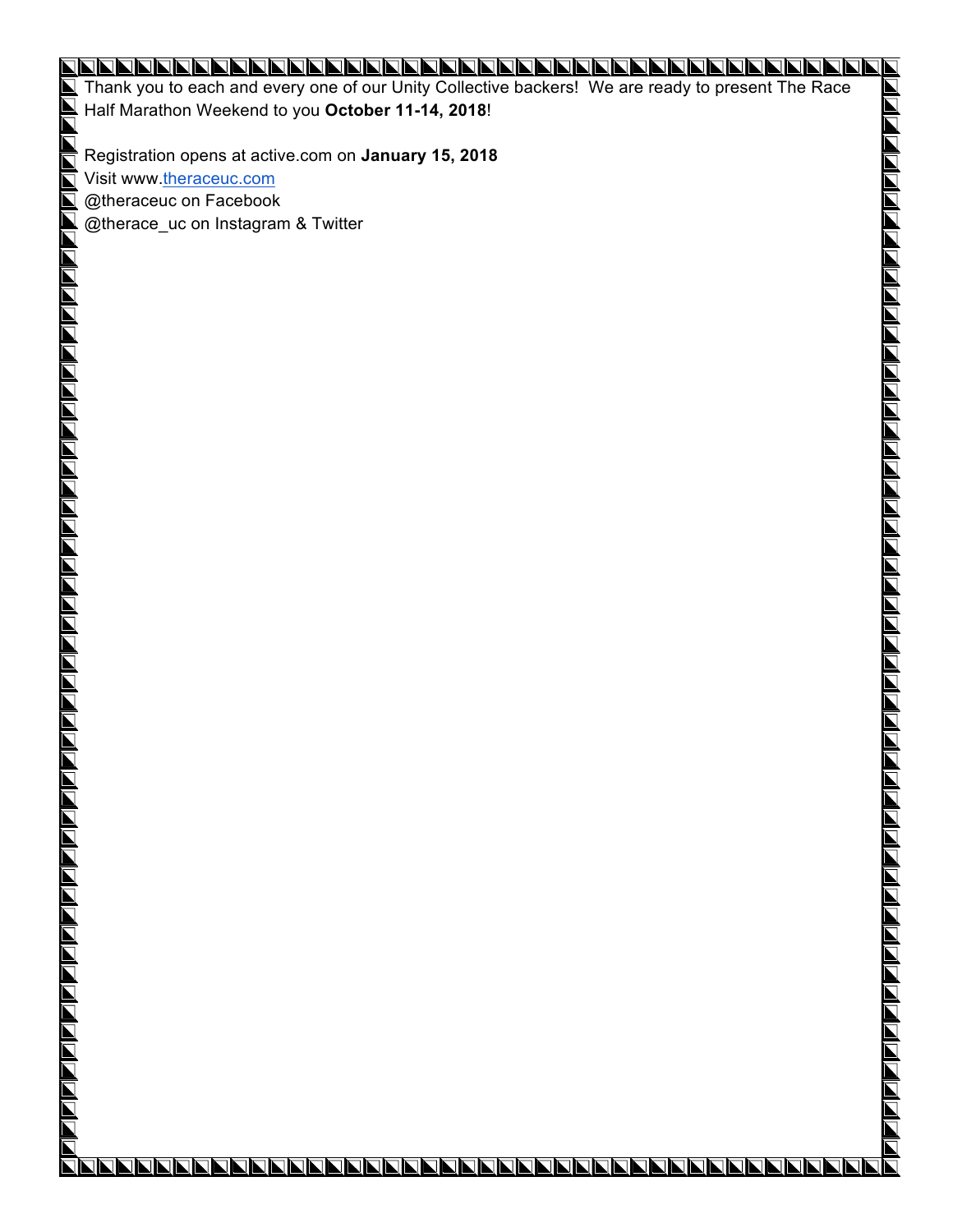Thank you to each and every one of our Unity Collective backers! We are ready to present The Race Half Marathon Weekend to you **October 11-14, 2018**!

Registration opens at active.com on **January 15, 2018**

Visit www.theraceuc.com

@theraceuc on Facebook

@therace_uc on Instagram & Twitter